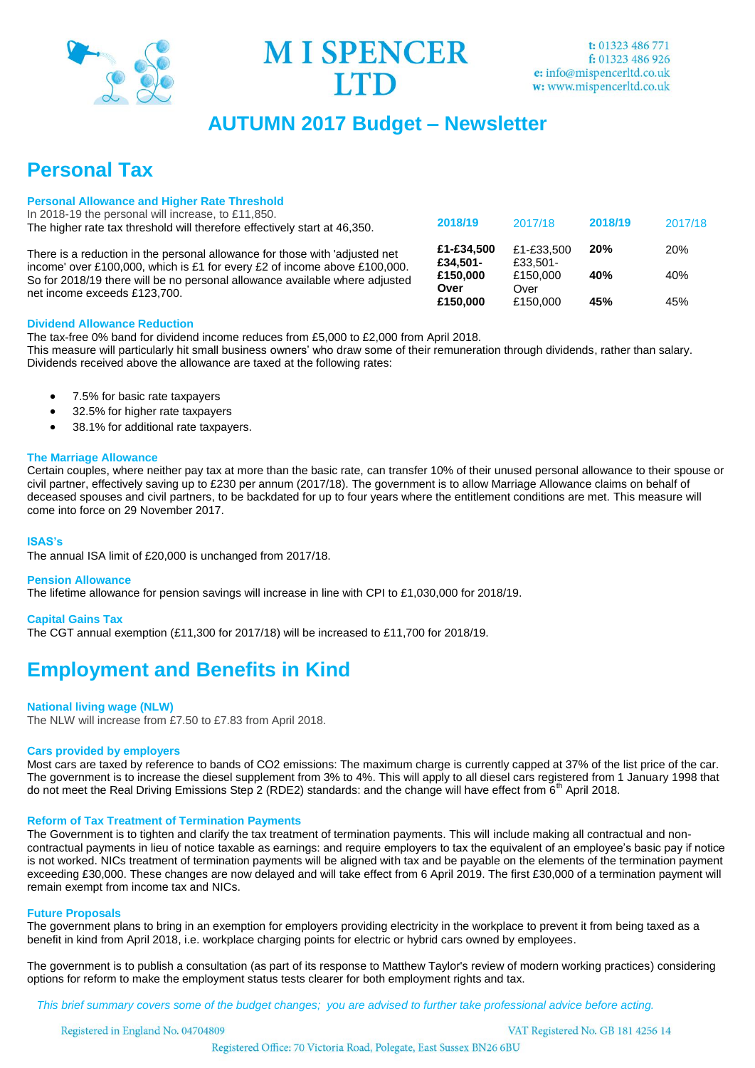# M I SPENCER LTD

t: 01323 486 771
f: 01323 486 926
e: info@mispencerltd.co.uk
w: www.mispencerltd.co.uk

## AUTUMN 2017 Budget – Newsletter

# Personal Tax

### Personal Allowance and Higher Rate Threshold

In 2018-19 the personal will increase, to £11,850.
The higher rate tax threshold will therefore effectively start at 46,350.

There is a reduction in the personal allowance for those with 'adjusted net income' over £100,000, which is £1 for every £2 of income above £100,000. So for 2018/19 there will be no personal allowance available where adjusted net income exceeds £123,700.

| **2018/19** | 2017/18 | **2018/19** | 2017/18 |
|---|---|---|---|
| **£1-£34,500** | £1-£33,500 | **20%** | 20% |
| **£34,501-£150,000** | £33,501-£150,000 | **40%** | 40% |
| **Over £150,000** | Over £150,000 | **45%** | 45% |

### Dividend Allowance Reduction

The tax-free 0% band for dividend income reduces from £5,000 to £2,000 from April 2018.
This measure will particularly hit small business owners' who draw some of their remuneration through dividends, rather than salary. Dividends received above the allowance are taxed at the following rates:

- 7.5% for basic rate taxpayers
- 32.5% for higher rate taxpayers
- 38.1% for additional rate taxpayers.

### The Marriage Allowance

Certain couples, where neither pay tax at more than the basic rate, can transfer 10% of their unused personal allowance to their spouse or civil partner, effectively saving up to £230 per annum (2017/18). The government is to allow Marriage Allowance claims on behalf of deceased spouses and civil partners, to be backdated for up to four years where the entitlement conditions are met. This measure will come into force on 29 November 2017.

### ISAS's

The annual ISA limit of £20,000 is unchanged from 2017/18.

### Pension Allowance

The lifetime allowance for pension savings will increase in line with CPI to £1,030,000 for 2018/19.

### Capital Gains Tax

The CGT annual exemption (£11,300 for 2017/18) will be increased to £11,700 for 2018/19.

# Employment and Benefits in Kind

### National living wage (NLW)

The NLW will increase from £7.50 to £7.83 from April 2018.

### Cars provided by employers

Most cars are taxed by reference to bands of CO2 emissions: The maximum charge is currently capped at 37% of the list price of the car. The government is to increase the diesel supplement from 3% to 4%. This will apply to all diesel cars registered from 1 January 1998 that do not meet the Real Driving Emissions Step 2 (RDE2) standards: and the change will have effect from 6th April 2018.

### Reform of Tax Treatment of Termination Payments

The Government is to tighten and clarify the tax treatment of termination payments. This will include making all contractual and non-contractual payments in lieu of notice taxable as earnings: and require employers to tax the equivalent of an employee's basic pay if notice is not worked. NICs treatment of termination payments will be aligned with tax and be payable on the elements of the termination payment exceeding £30,000. These changes are now delayed and will take effect from 6 April 2019. The first £30,000 of a termination payment will remain exempt from income tax and NICs.

### Future Proposals

The government plans to bring in an exemption for employers providing electricity in the workplace to prevent it from being taxed as a benefit in kind from April 2018, i.e. workplace charging points for electric or hybrid cars owned by employees.

The government is to publish a consultation (as part of its response to Matthew Taylor's review of modern working practices) considering options for reform to make the employment status tests clearer for both employment rights and tax.

*This brief summary covers some of the budget changes; you are advised to further take professional advice before acting.*

Registered in England No. 04704809 VAT Registered No. GB 181 4256 14
Registered Office: 70 Victoria Road, Polegate, East Sussex BN26 6BU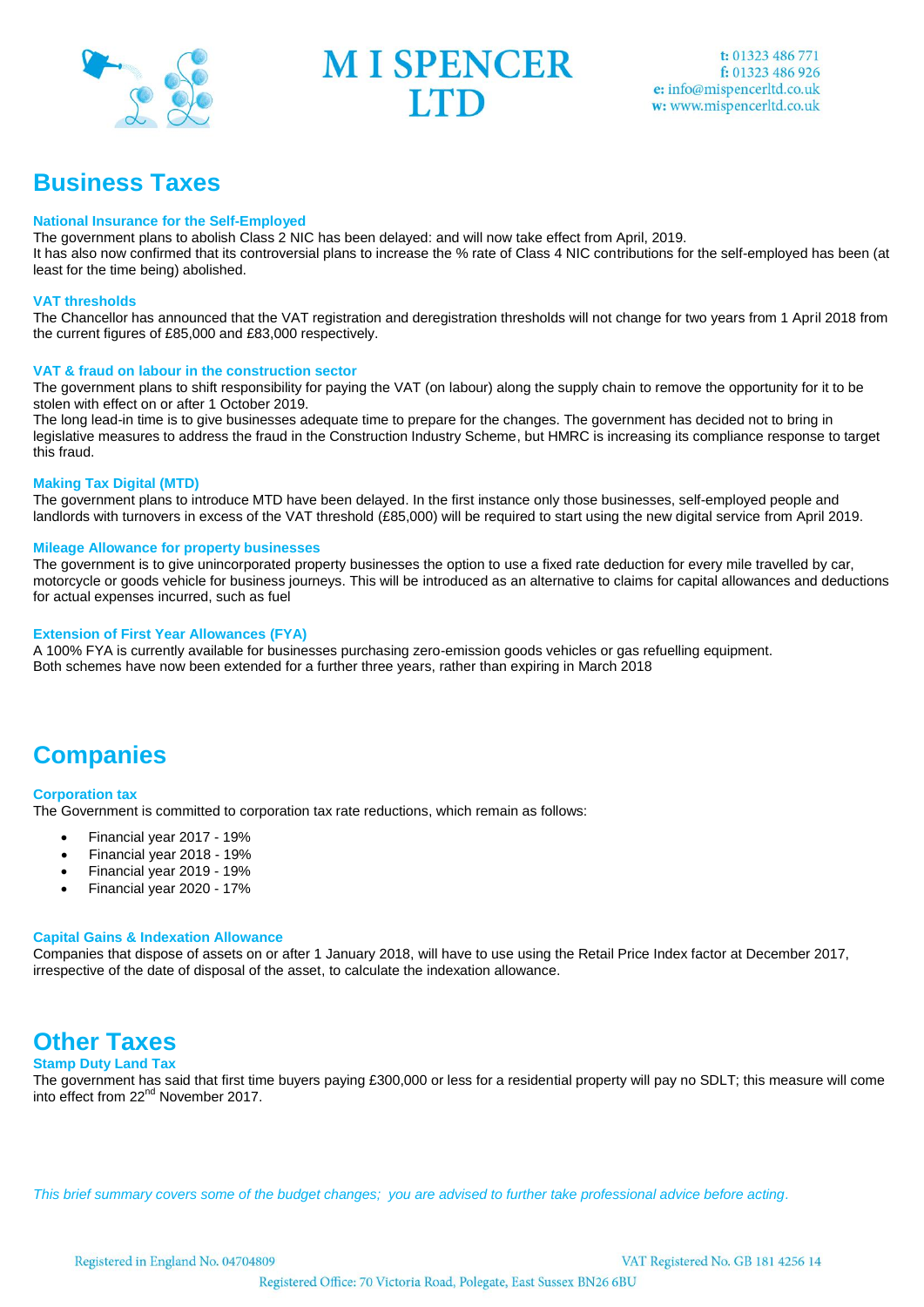# Business Taxes

### National Insurance for the Self-Employed

The government plans to abolish Class 2 NIC has been delayed: and will now take effect from April, 2019.
It has also now confirmed that its controversial plans to increase the % rate of Class 4 NIC contributions for the self-employed has been (at least for the time being) abolished.

### VAT thresholds

The Chancellor has announced that the VAT registration and deregistration thresholds will not change for two years from 1 April 2018 from the current figures of £85,000 and £83,000 respectively.

### VAT & fraud on labour in the construction sector

The government plans to shift responsibility for paying the VAT (on labour) along the supply chain to remove the opportunity for it to be stolen with effect on or after 1 October 2019.
The long lead-in time is to give businesses adequate time to prepare for the changes. The government has decided not to bring in legislative measures to address the fraud in the Construction Industry Scheme, but HMRC is increasing its compliance response to target this fraud.

### Making Tax Digital (MTD)

The government plans to introduce MTD have been delayed. In the first instance only those businesses, self-employed people and landlords with turnovers in excess of the VAT threshold (£85,000) will be required to start using the new digital service from April 2019.

### Mileage Allowance for property businesses

The government is to give unincorporated property businesses the option to use a fixed rate deduction for every mile travelled by car, motorcycle or goods vehicle for business journeys. This will be introduced as an alternative to claims for capital allowances and deductions for actual expenses incurred, such as fuel

### Extension of First Year Allowances (FYA)

A 100% FYA is currently available for businesses purchasing zero-emission goods vehicles or gas refuelling equipment.
Both schemes have now been extended for a further three years, rather than expiring in March 2018

# Companies

### Corporation tax

The Government is committed to corporation tax rate reductions, which remain as follows:

- Financial year 2017 - 19%
- Financial year 2018 - 19%
- Financial year 2019 - 19%
- Financial year 2020 - 17%

### Capital Gains & Indexation Allowance

Companies that dispose of assets on or after 1 January 2018, will have to use using the Retail Price Index factor at December 2017, irrespective of the date of disposal of the asset, to calculate the indexation allowance.

# Other Taxes

### Stamp Duty Land Tax

The government has said that first time buyers paying £300,000 or less for a residential property will pay no SDLT; this measure will come into effect from 22nd November 2017.

*This brief summary covers some of the budget changes; you are advised to further take professional advice before acting.*